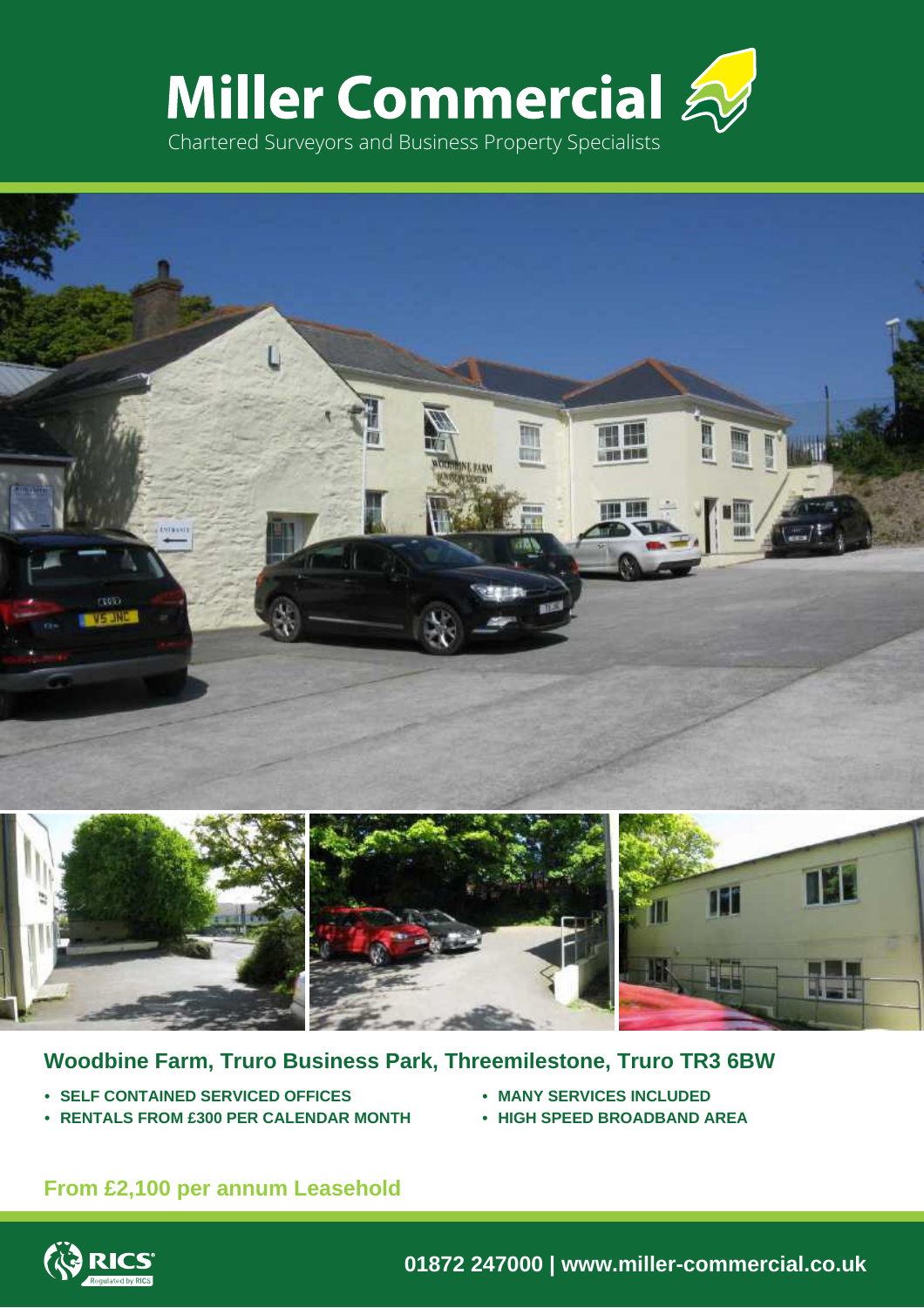# Miller Commercial

Chartered Surveyors and Business Property Specialists

## Woodbine Farm, Truro Business Park, Threemilestone, Truro TR3 6BW

- **SELF CONTAINED SERVICED OFFICES**
- **RENTALS FROM £300 PER CALENDAR MONTH**
- **MANY SERVICES INCLUDED**
- **HIGH SPEED BROADBAND AREA**

**From £2,100 per annum Leasehold**

RICS Regulated by RICS

**01872 247000 | www.miller-commercial.co.uk**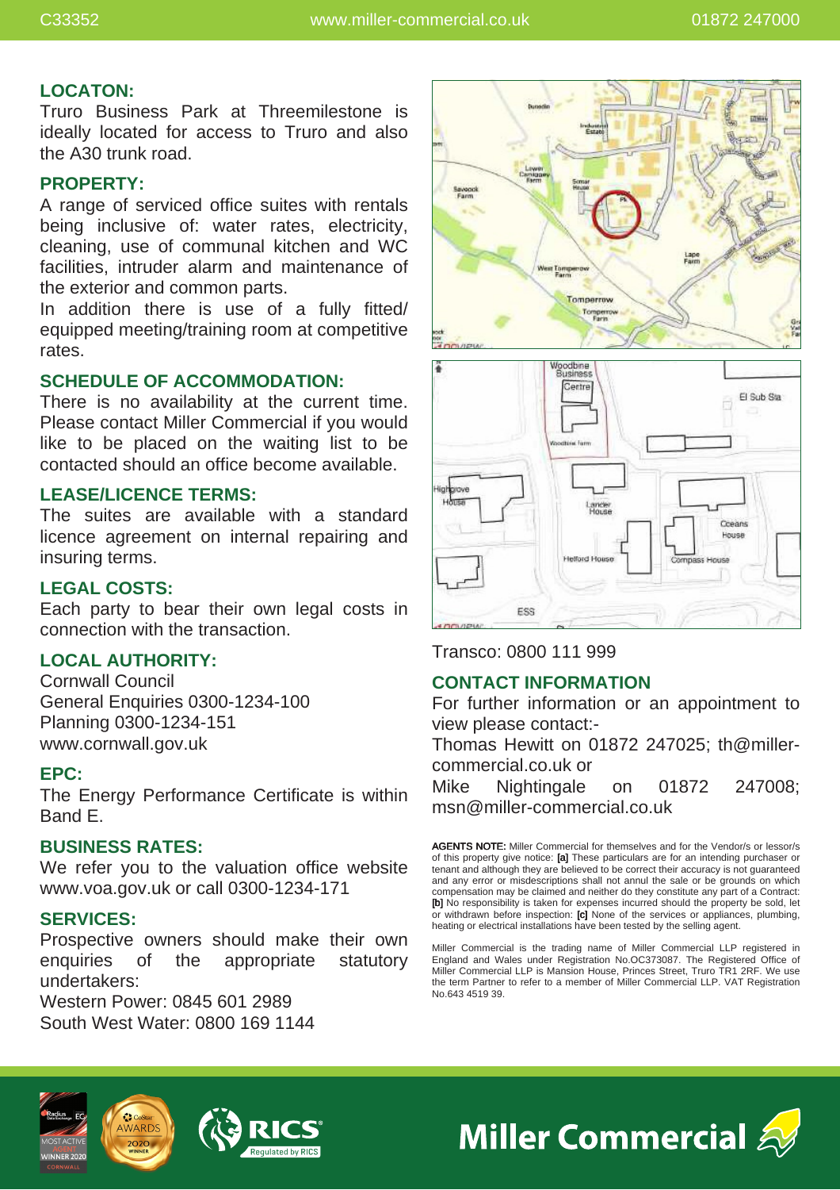## LOCATON:

Truro Business Park at Threemilestone is ideally located for access to Truro and also the A30 trunk road.

## PROPERTY:

A range of serviced office suites with rentals being inclusive of: water rates, electricity, cleaning, use of communal kitchen and WC facilities, intruder alarm and maintenance of the exterior and common parts.

In addition there is use of a fully fitted/ equipped meeting/training room at competitive rates.

## SCHEDULE OF ACCOMMODATION:

There is no availability at the current time. Please contact Miller Commercial if you would like to be placed on the waiting list to be contacted should an office become available.

## LEASE/LICENCE TERMS:

The suites are available with a standard licence agreement on internal repairing and insuring terms.

## LEGAL COSTS:

Each party to bear their own legal costs in connection with the transaction.

## LOCAL AUTHORITY:

Cornwall Council
General Enquiries 0300-1234-100
Planning 0300-1234-151
www.cornwall.gov.uk

## EPC:

The Energy Performance Certificate is within Band E.

## BUSINESS RATES:

We refer you to the valuation office website www.voa.gov.uk or call 0300-1234-171

## SERVICES:

Prospective owners should make their own enquiries of the appropriate statutory undertakers:

Western Power: 0845 601 2989
South West Water: 0800 169 1144
Transco: 0800 111 999

## CONTACT INFORMATION

For further information or an appointment to view please contact:-

Thomas Hewitt on 01872 247025; th@miller-commercial.co.uk or
Mike Nightingale on 01872 247008; msn@miller-commercial.co.uk

**AGENTS NOTE:** Miller Commercial for themselves and for the Vendor/s or lessor/s of this property give notice: **[a]** These particulars are for an intending purchaser or tenant and although they are believed to be correct their accuracy is not guaranteed and any error or misdescriptions shall not annul the sale or be grounds on which compensation may be claimed and neither do they constitute any part of a Contract: **[b]** No responsibility is taken for expenses incurred should the property be sold, let or withdrawn before inspection: **[c]** None of the services or appliances, plumbing, heating or electrical installations have been tested by the selling agent.

Miller Commercial is the trading name of Miller Commercial LLP registered in England and Wales under Registration No.OC373087. The Registered Office of Miller Commercial LLP is Mansion House, Princes Street, Truro TR1 2RF. We use the term Partner to refer to a member of Miller Commercial LLP. VAT Registration No.643 4519 39.